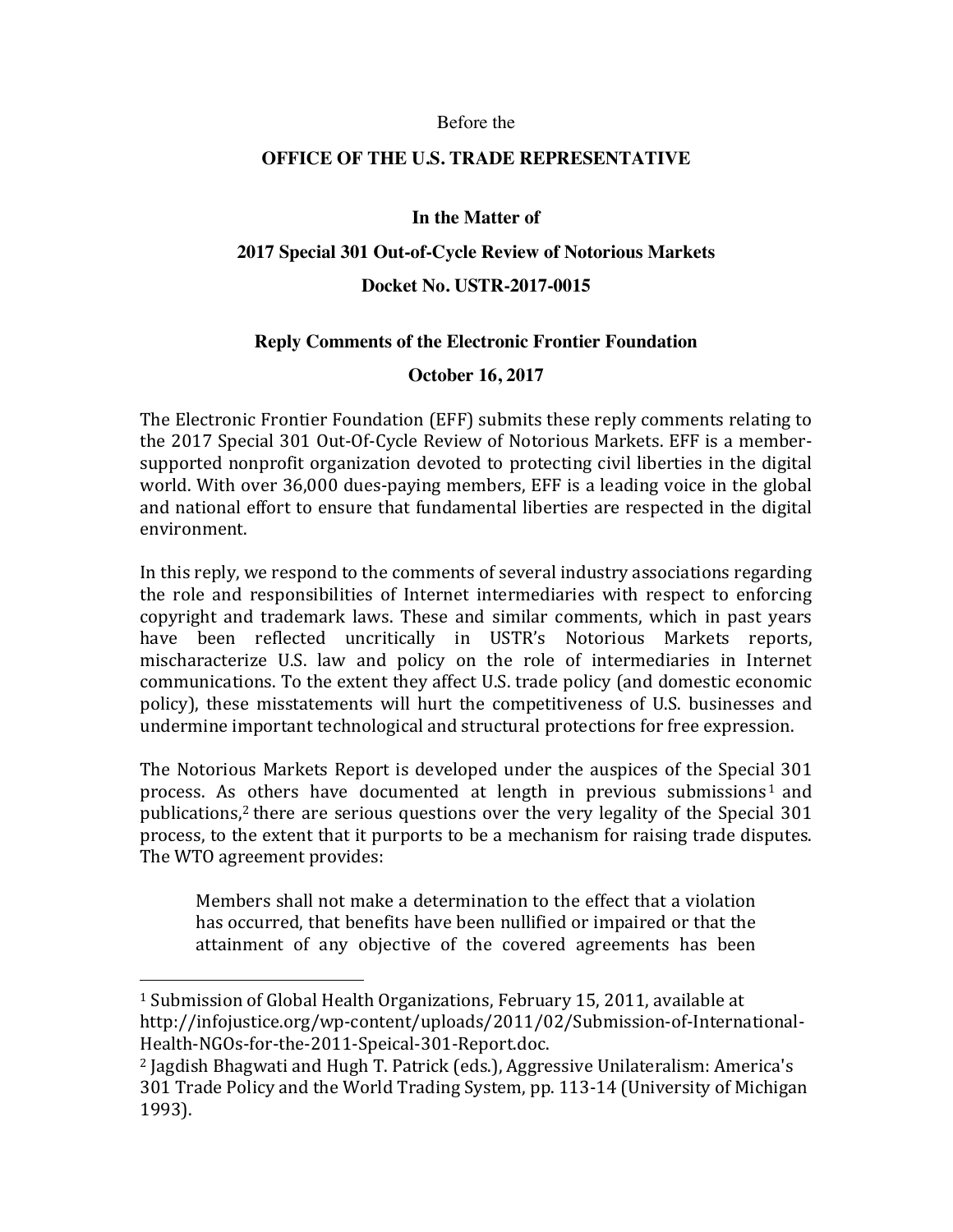Before the

**OFFICE OF THE U.S. TRADE REPRESENTATIVE**

**In the Matter of**

**2017 Special 301 Out-of-Cycle Review of Notorious Markets**

**Docket No. USTR-2017-0015**

**Reply Comments of the Electronic Frontier Foundation**

**October 16, 2017**

The Electronic Frontier Foundation (EFF) submits these reply comments relating to the 2017 Special 301 Out-Of-Cycle Review of Notorious Markets. EFF is a member-supported nonprofit organization devoted to protecting civil liberties in the digital world. With over 36,000 dues-paying members, EFF is a leading voice in the global and national effort to ensure that fundamental liberties are respected in the digital environment.

In this reply, we respond to the comments of several industry associations regarding the role and responsibilities of Internet intermediaries with respect to enforcing copyright and trademark laws. These and similar comments, which in past years have been reflected uncritically in USTR's Notorious Markets reports, mischaracterize U.S. law and policy on the role of intermediaries in Internet communications. To the extent they affect U.S. trade policy (and domestic economic policy), these misstatements will hurt the competitiveness of U.S. businesses and undermine important technological and structural protections for free expression.

The Notorious Markets Report is developed under the auspices of the Special 301 process. As others have documented at length in previous submissions[1] and publications,[2] there are serious questions over the very legality of the Special 301 process, to the extent that it purports to be a mechanism for raising trade disputes. The WTO agreement provides:

> Members shall not make a determination to the effect that a violation has occurred, that benefits have been nullified or impaired or that the attainment of any objective of the covered agreements has been

---

[1] Submission of Global Health Organizations, February 15, 2011, available at http://infojustice.org/wp-content/uploads/2011/02/Submission-of-International-Health-NGOs-for-the-2011-Speical-301-Report.doc.

[2] Jagdish Bhagwati and Hugh T. Patrick (eds.), Aggressive Unilateralism: America's 301 Trade Policy and the World Trading System, pp. 113-14 (University of Michigan 1993).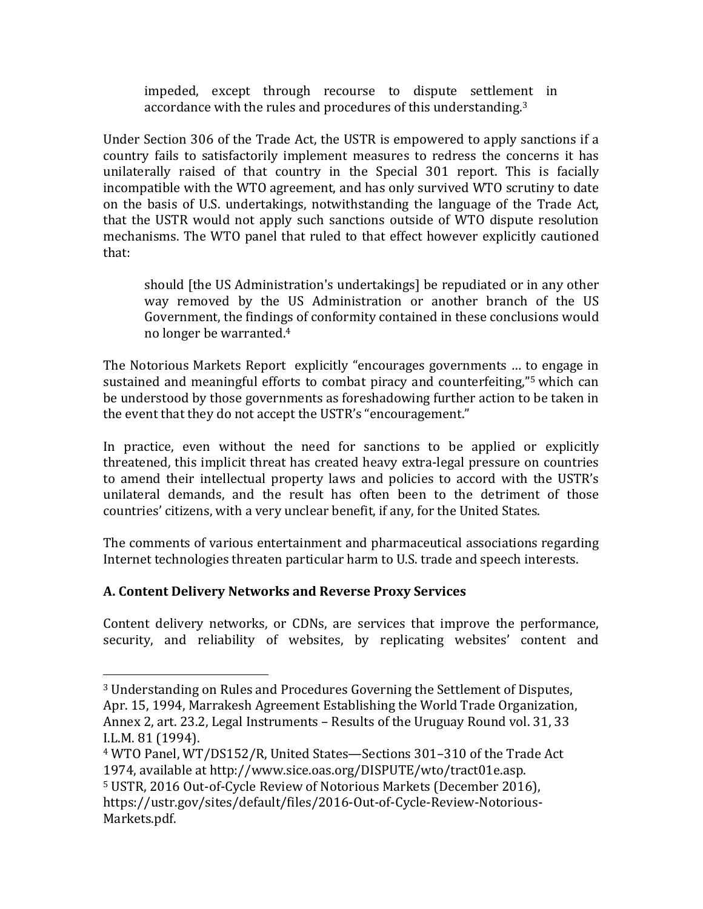> impeded, except through recourse to dispute settlement in accordance with the rules and procedures of this understanding.[3]

Under Section 306 of the Trade Act, the USTR is empowered to apply sanctions if a country fails to satisfactorily implement measures to redress the concerns it has unilaterally raised of that country in the Special 301 report. This is facially incompatible with the WTO agreement, and has only survived WTO scrutiny to date on the basis of U.S. undertakings, notwithstanding the language of the Trade Act, that the USTR would not apply such sanctions outside of WTO dispute resolution mechanisms. The WTO panel that ruled to that effect however explicitly cautioned that:

> should [the US Administration's undertakings] be repudiated or in any other way removed by the US Administration or another branch of the US Government, the findings of conformity contained in these conclusions would no longer be warranted.[4]

The Notorious Markets Report explicitly "encourages governments … to engage in sustained and meaningful efforts to combat piracy and counterfeiting,"[5] which can be understood by those governments as foreshadowing further action to be taken in the event that they do not accept the USTR's "encouragement."

In practice, even without the need for sanctions to be applied or explicitly threatened, this implicit threat has created heavy extra-legal pressure on countries to amend their intellectual property laws and policies to accord with the USTR's unilateral demands, and the result has often been to the detriment of those countries' citizens, with a very unclear benefit, if any, for the United States.

The comments of various entertainment and pharmaceutical associations regarding Internet technologies threaten particular harm to U.S. trade and speech interests.

**A. Content Delivery Networks and Reverse Proxy Services**

Content delivery networks, or CDNs, are services that improve the performance, security, and reliability of websites, by replicating websites' content and

---

[3] Understanding on Rules and Procedures Governing the Settlement of Disputes, Apr. 15, 1994, Marrakesh Agreement Establishing the World Trade Organization, Annex 2, art. 23.2, Legal Instruments – Results of the Uruguay Round vol. 31, 33 I.L.M. 81 (1994).

[4] WTO Panel, WT/DS152/R, United States—Sections 301–310 of the Trade Act 1974, available at http://www.sice.oas.org/DISPUTE/wto/tract01e.asp.

[5] USTR, 2016 Out-of-Cycle Review of Notorious Markets (December 2016), https://ustr.gov/sites/default/files/2016-Out-of-Cycle-Review-Notorious-Markets.pdf.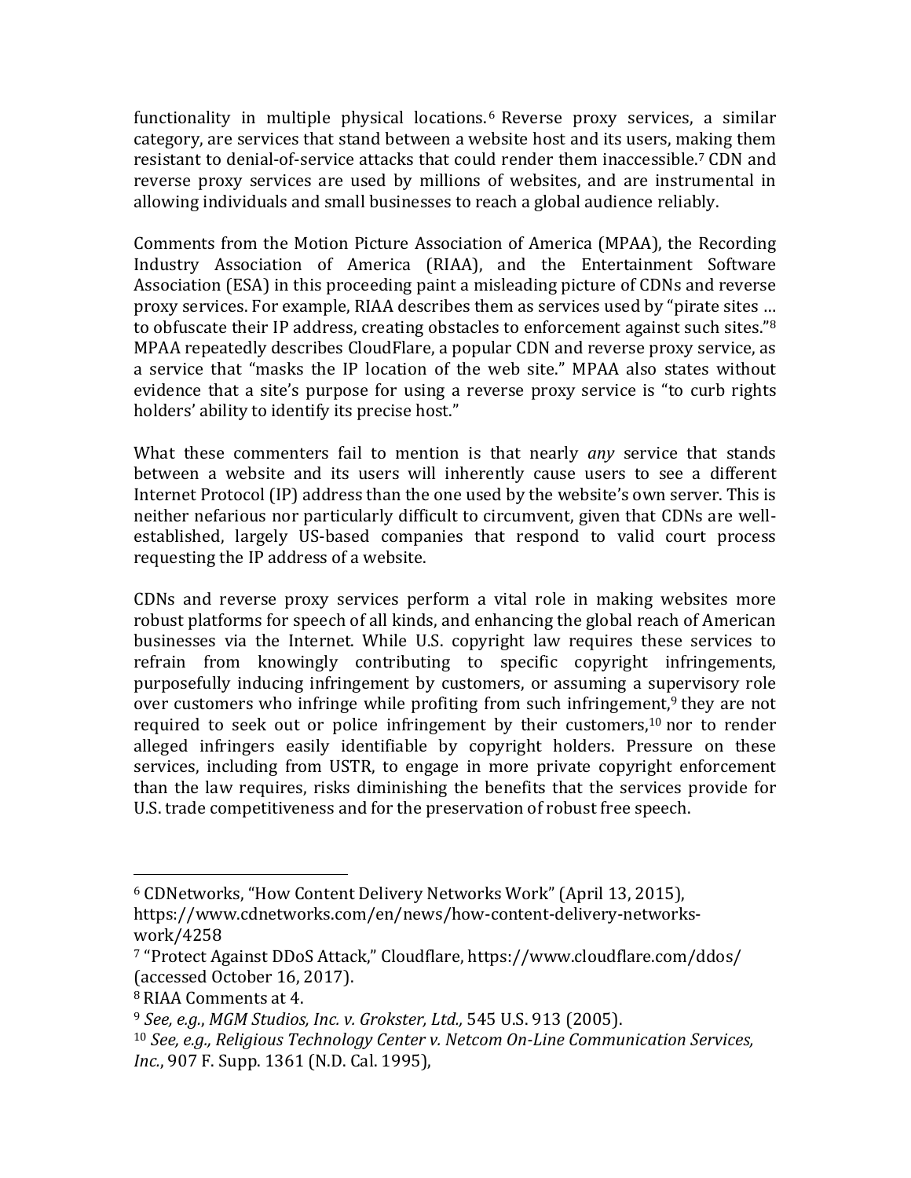functionality in multiple physical locations.[6] Reverse proxy services, a similar category, are services that stand between a website host and its users, making them resistant to denial-of-service attacks that could render them inaccessible.[7] CDN and reverse proxy services are used by millions of websites, and are instrumental in allowing individuals and small businesses to reach a global audience reliably.

Comments from the Motion Picture Association of America (MPAA), the Recording Industry Association of America (RIAA), and the Entertainment Software Association (ESA) in this proceeding paint a misleading picture of CDNs and reverse proxy services. For example, RIAA describes them as services used by "pirate sites … to obfuscate their IP address, creating obstacles to enforcement against such sites."[8] MPAA repeatedly describes CloudFlare, a popular CDN and reverse proxy service, as a service that "masks the IP location of the web site." MPAA also states without evidence that a site's purpose for using a reverse proxy service is "to curb rights holders' ability to identify its precise host."

What these commenters fail to mention is that nearly *any* service that stands between a website and its users will inherently cause users to see a different Internet Protocol (IP) address than the one used by the website's own server. This is neither nefarious nor particularly difficult to circumvent, given that CDNs are well-established, largely US-based companies that respond to valid court process requesting the IP address of a website.

CDNs and reverse proxy services perform a vital role in making websites more robust platforms for speech of all kinds, and enhancing the global reach of American businesses via the Internet. While U.S. copyright law requires these services to refrain from knowingly contributing to specific copyright infringements, purposefully inducing infringement by customers, or assuming a supervisory role over customers who infringe while profiting from such infringement,[9] they are not required to seek out or police infringement by their customers,[10] nor to render alleged infringers easily identifiable by copyright holders. Pressure on these services, including from USTR, to engage in more private copyright enforcement than the law requires, risks diminishing the benefits that the services provide for U.S. trade competitiveness and for the preservation of robust free speech.

---

[6] CDNetworks, "How Content Delivery Networks Work" (April 13, 2015), https://www.cdnetworks.com/en/news/how-content-delivery-networks-work/4258

[7] "Protect Against DDoS Attack," Cloudflare, https://www.cloudflare.com/ddos/ (accessed October 16, 2017).

[8] RIAA Comments at 4.

[9] *See, e.g.*, *MGM Studios, Inc. v. Grokster, Ltd.*, 545 U.S. 913 (2005).

[10] *See, e.g., Religious Technology Center v. Netcom On-Line Communication Services, Inc.*, 907 F. Supp. 1361 (N.D. Cal. 1995),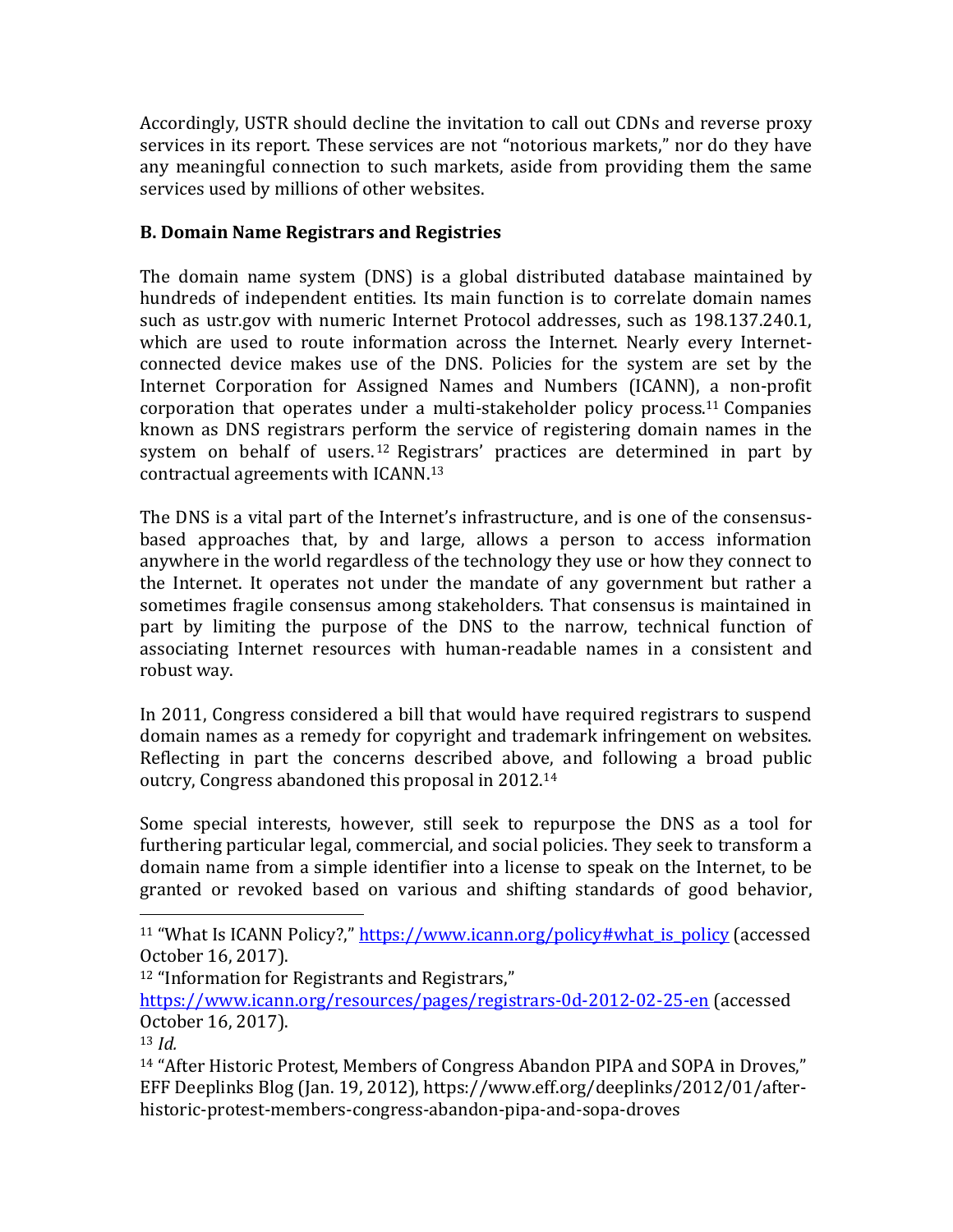Accordingly, USTR should decline the invitation to call out CDNs and reverse proxy services in its report. These services are not "notorious markets," nor do they have any meaningful connection to such markets, aside from providing them the same services used by millions of other websites.

### B. Domain Name Registrars and Registries

The domain name system (DNS) is a global distributed database maintained by hundreds of independent entities. Its main function is to correlate domain names such as ustr.gov with numeric Internet Protocol addresses, such as 198.137.240.1, which are used to route information across the Internet. Nearly every Internet-connected device makes use of the DNS. Policies for the system are set by the Internet Corporation for Assigned Names and Numbers (ICANN), a non-profit corporation that operates under a multi-stakeholder policy process.[11] Companies known as DNS registrars perform the service of registering domain names in the system on behalf of users.[12] Registrars' practices are determined in part by contractual agreements with ICANN.[13]

The DNS is a vital part of the Internet's infrastructure, and is one of the consensus-based approaches that, by and large, allows a person to access information anywhere in the world regardless of the technology they use or how they connect to the Internet. It operates not under the mandate of any government but rather a sometimes fragile consensus among stakeholders. That consensus is maintained in part by limiting the purpose of the DNS to the narrow, technical function of associating Internet resources with human-readable names in a consistent and robust way.

In 2011, Congress considered a bill that would have required registrars to suspend domain names as a remedy for copyright and trademark infringement on websites. Reflecting in part the concerns described above, and following a broad public outcry, Congress abandoned this proposal in 2012.[14]

Some special interests, however, still seek to repurpose the DNS as a tool for furthering particular legal, commercial, and social policies. They seek to transform a domain name from a simple identifier into a license to speak on the Internet, to be granted or revoked based on various and shifting standards of good behavior,

---

[11] "What Is ICANN Policy?," [https://www.icann.org/policy#what_is_policy](https://www.icann.org/policy#what_is_policy) (accessed October 16, 2017).

[12] "Information for Registrants and Registrars," [https://www.icann.org/resources/pages/registrars-0d-2012-02-25-en](https://www.icann.org/resources/pages/registrars-0d-2012-02-25-en) (accessed October 16, 2017).

[13] *Id.*

[14] "After Historic Protest, Members of Congress Abandon PIPA and SOPA in Droves," EFF Deeplinks Blog (Jan. 19, 2012), https://www.eff.org/deeplinks/2012/01/after-historic-protest-members-congress-abandon-pipa-and-sopa-droves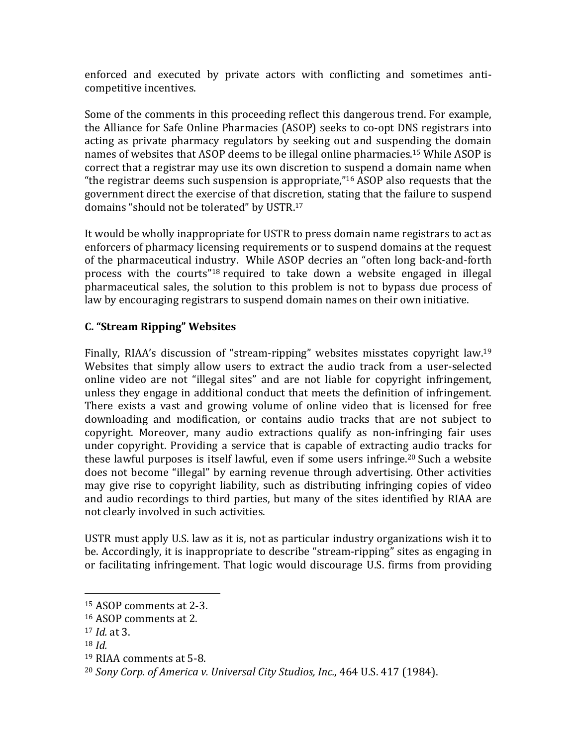enforced and executed by private actors with conflicting and sometimes anti-competitive incentives.

Some of the comments in this proceeding reflect this dangerous trend. For example, the Alliance for Safe Online Pharmacies (ASOP) seeks to co-opt DNS registrars into acting as private pharmacy regulators by seeking out and suspending the domain names of websites that ASOP deems to be illegal online pharmacies.[15] While ASOP is correct that a registrar may use its own discretion to suspend a domain name when "the registrar deems such suspension is appropriate,"[16] ASOP also requests that the government direct the exercise of that discretion, stating that the failure to suspend domains "should not be tolerated" by USTR.[17]

It would be wholly inappropriate for USTR to press domain name registrars to act as enforcers of pharmacy licensing requirements or to suspend domains at the request of the pharmaceutical industry. While ASOP decries an "often long back-and-forth process with the courts"[18] required to take down a website engaged in illegal pharmaceutical sales, the solution to this problem is not to bypass due process of law by encouraging registrars to suspend domain names on their own initiative.

### C. "Stream Ripping" Websites

Finally, RIAA's discussion of "stream-ripping" websites misstates copyright law.[19] Websites that simply allow users to extract the audio track from a user-selected online video are not "illegal sites" and are not liable for copyright infringement, unless they engage in additional conduct that meets the definition of infringement. There exists a vast and growing volume of online video that is licensed for free downloading and modification, or contains audio tracks that are not subject to copyright. Moreover, many audio extractions qualify as non-infringing fair uses under copyright. Providing a service that is capable of extracting audio tracks for these lawful purposes is itself lawful, even if some users infringe.[20] Such a website does not become "illegal" by earning revenue through advertising. Other activities may give rise to copyright liability, such as distributing infringing copies of video and audio recordings to third parties, but many of the sites identified by RIAA are not clearly involved in such activities.

USTR must apply U.S. law as it is, not as particular industry organizations wish it to be. Accordingly, it is inappropriate to describe "stream-ripping" sites as engaging in or facilitating infringement. That logic would discourage U.S. firms from providing

---

[15] ASOP comments at 2-3.

[16] ASOP comments at 2.

[17] *Id.* at 3.

[18] *Id.*

[19] RIAA comments at 5-8.

[20] *Sony Corp. of America v. Universal City Studios, Inc.*, 464 U.S. 417 (1984).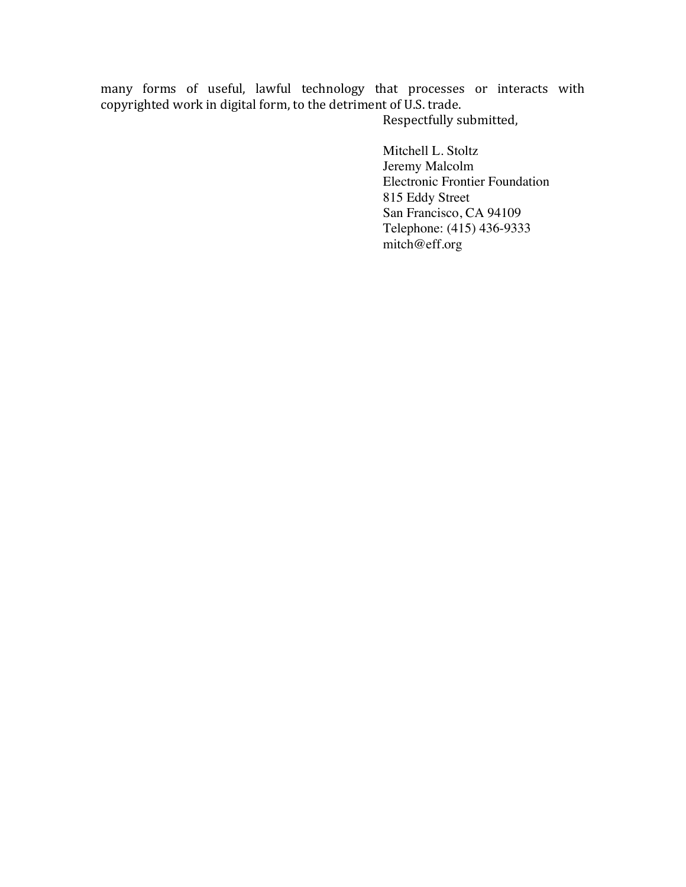many forms of useful, lawful technology that processes or interacts with copyrighted work in digital form, to the detriment of U.S. trade.

Respectfully submitted,

Mitchell L. Stoltz
Jeremy Malcolm
Electronic Frontier Foundation
815 Eddy Street
San Francisco, CA 94109
Telephone: (415) 436-9333
mitch@eff.org